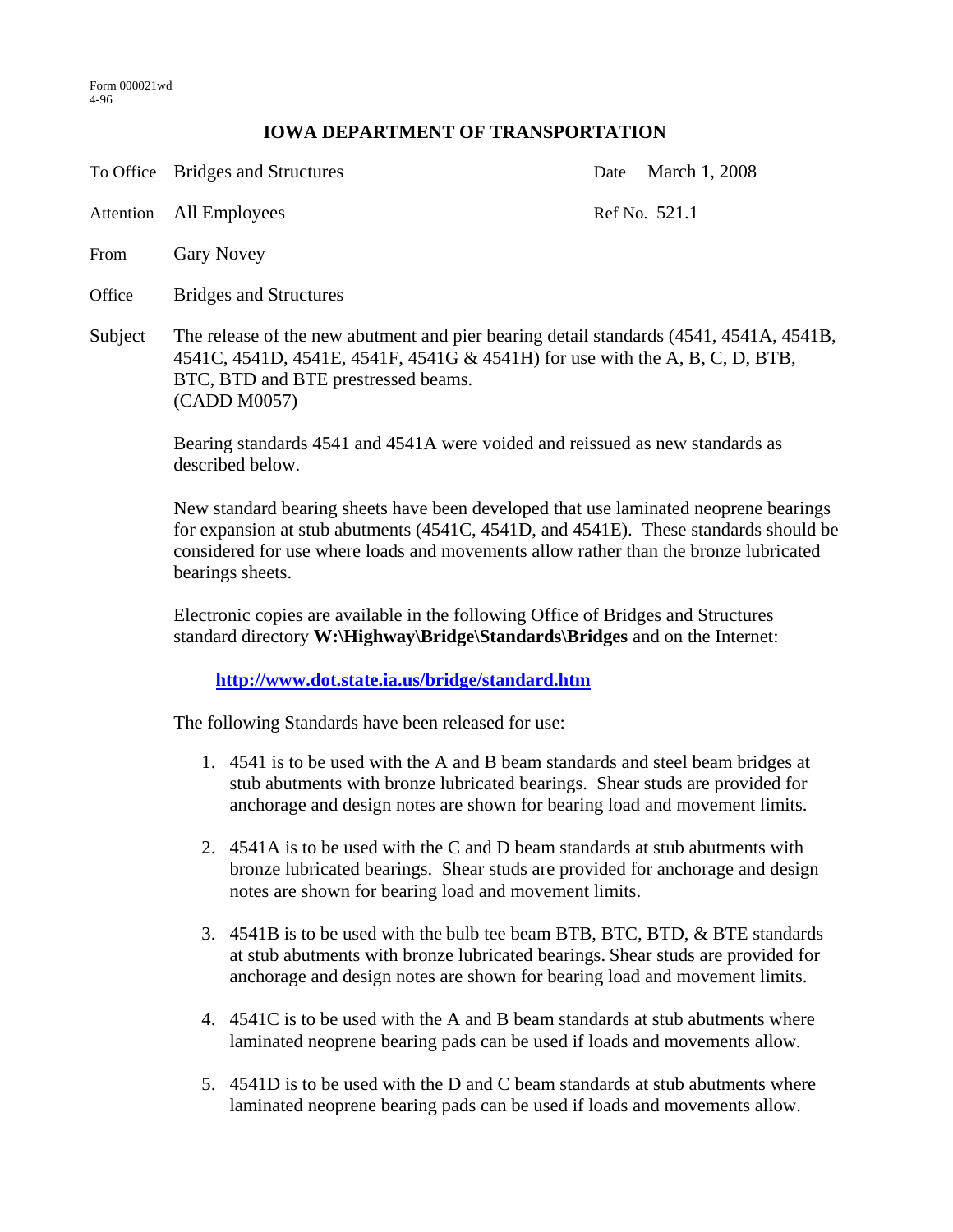Form 000021wd
4-96

# IOWA DEPARTMENT OF TRANSPORTATION

| | | | |
|---|---|---|---|
| To Office | Bridges and Structures | Date | March 1, 2008 |
| Attention | All Employees | Ref No. | 521.1 |
| From | Gary Novey | | |
| Office | Bridges and Structures | | |

Subject: The release of the new abutment and pier bearing detail standards (4541, 4541A, 4541B, 4541C, 4541D, 4541E, 4541F, 4541G & 4541H) for use with the A, B, C, D, BTB, BTC, BTD and BTE prestressed beams.
(CADD M0057)

Bearing standards 4541 and 4541A were voided and reissued as new standards as described below.

New standard bearing sheets have been developed that use laminated neoprene bearings for expansion at stub abutments (4541C, 4541D, and 4541E). These standards should be considered for use where loads and movements allow rather than the bronze lubricated bearings sheets.

Electronic copies are available in the following Office of Bridges and Structures standard directory **W:\Highway\Bridge\Standards\Bridges** and on the Internet:

**http://www.dot.state.ia.us/bridge/standard.htm**

The following Standards have been released for use:

1. 4541 is to be used with the A and B beam standards and steel beam bridges at stub abutments with bronze lubricated bearings. Shear studs are provided for anchorage and design notes are shown for bearing load and movement limits.

2. 4541A is to be used with the C and D beam standards at stub abutments with bronze lubricated bearings. Shear studs are provided for anchorage and design notes are shown for bearing load and movement limits.

3. 4541B is to be used with the bulb tee beam BTB, BTC, BTD, & BTE standards at stub abutments with bronze lubricated bearings. Shear studs are provided for anchorage and design notes are shown for bearing load and movement limits.

4. 4541C is to be used with the A and B beam standards at stub abutments where laminated neoprene bearing pads can be used if loads and movements allow.

5. 4541D is to be used with the D and C beam standards at stub abutments where laminated neoprene bearing pads can be used if loads and movements allow.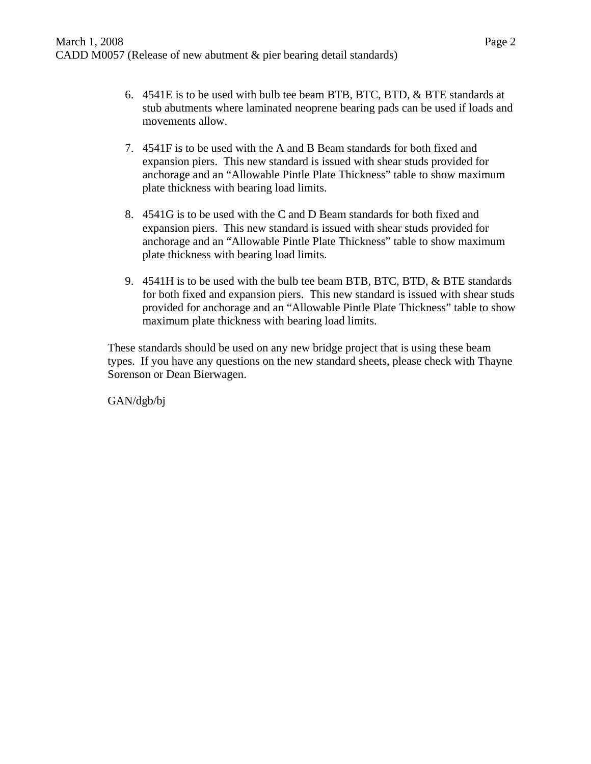6. 4541E is to be used with bulb tee beam BTB, BTC, BTD, & BTE standards at stub abutments where laminated neoprene bearing pads can be used if loads and movements allow.

7. 4541F is to be used with the A and B Beam standards for both fixed and expansion piers. This new standard is issued with shear studs provided for anchorage and an "Allowable Pintle Plate Thickness" table to show maximum plate thickness with bearing load limits.

8. 4541G is to be used with the C and D Beam standards for both fixed and expansion piers. This new standard is issued with shear studs provided for anchorage and an "Allowable Pintle Plate Thickness" table to show maximum plate thickness with bearing load limits.

9. 4541H is to be used with the bulb tee beam BTB, BTC, BTD, & BTE standards for both fixed and expansion piers. This new standard is issued with shear studs provided for anchorage and an "Allowable Pintle Plate Thickness" table to show maximum plate thickness with bearing load limits.

These standards should be used on any new bridge project that is using these beam types. If you have any questions on the new standard sheets, please check with Thayne Sorenson or Dean Bierwagen.

GAN/dgb/bj